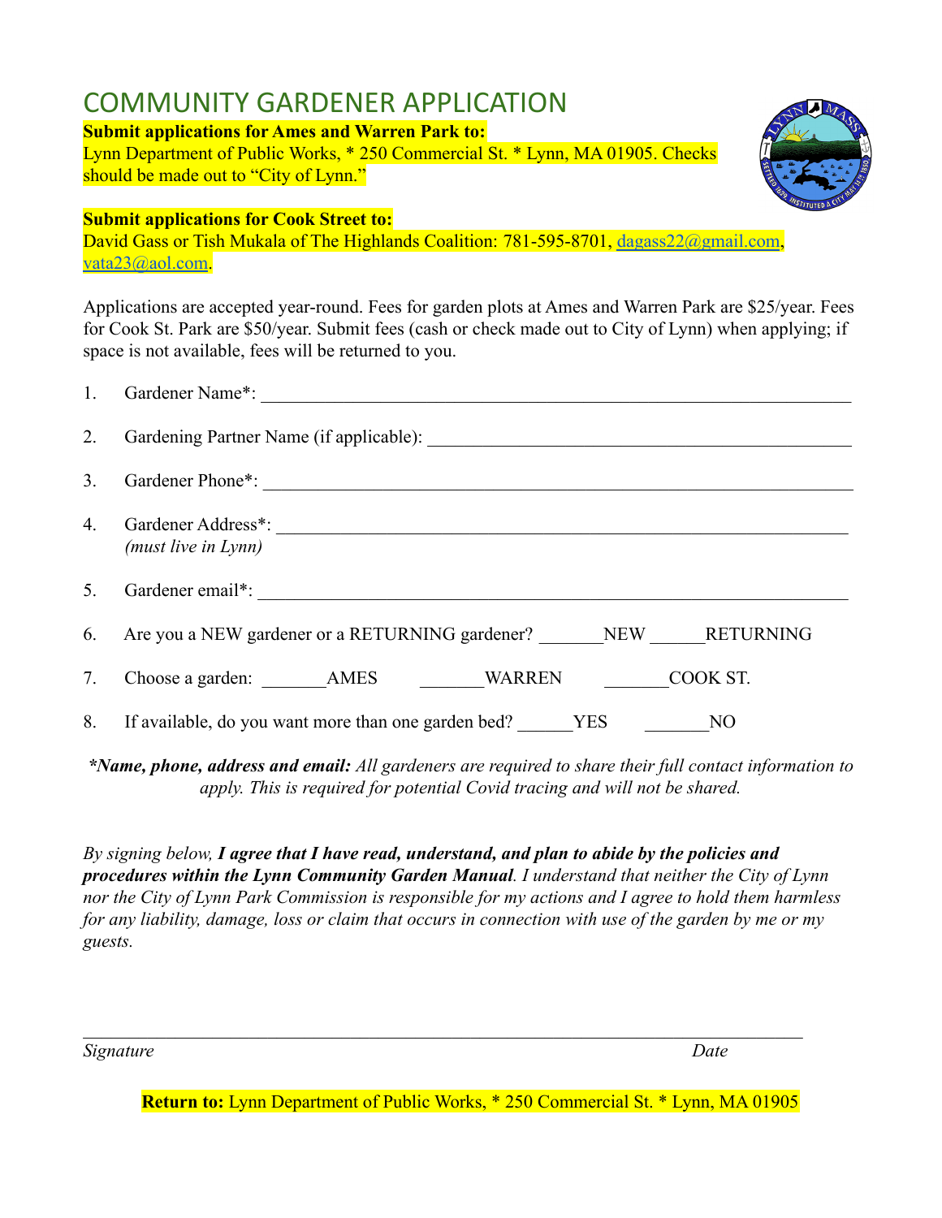# COMMUNITY GARDENER APPLICATION

**Submit applications for Ames and Warren Park to:**
Lynn Department of Public Works, * 250 Commercial St. * Lynn, MA 01905. Checks should be made out to "City of Lynn."

**Submit applications for Cook Street to:**
David Gass or Tish Mukala of The Highlands Coalition: 781-595-8701, dagass22@gmail.com, vata23@aol.com.

Applications are accepted year-round. Fees for garden plots at Ames and Warren Park are $25/year. Fees for Cook St. Park are $50/year. Submit fees (cash or check made out to City of Lynn) when applying; if space is not available, fees will be returned to you.

1. Gardener Name*: ______________________________________________
2. Gardening Partner Name (if applicable): ______________________________
3. Gardener Phone*: ______________________________________________
4. Gardener Address*: _____________________________________________
   *(must live in Lynn)*
5. Gardener email*: ______________________________________________
6. Are you a NEW gardener or a RETURNING gardener? _______NEW ______RETURNING
7. Choose a garden: _______AMES _______WARREN _______COOK ST.
8. If available, do you want more than one garden bed? ______YES _______NO

***Name, phone, address and email:** All gardeners are required to share their full contact information to apply. This is required for potential Covid tracing and will not be shared.*

*By signing below, **I agree that I have read, understand, and plan to abide by the policies and procedures within the Lynn Community Garden Manual**. I understand that neither the City of Lynn nor the City of Lynn Park Commission is responsible for my actions and I agree to hold them harmless for any liability, damage, loss or claim that occurs in connection with use of the garden by me or my guests.*

_____________________________________________________________

*Signature* *Date*

**Return to:** Lynn Department of Public Works, * 250 Commercial St. * Lynn, MA 01905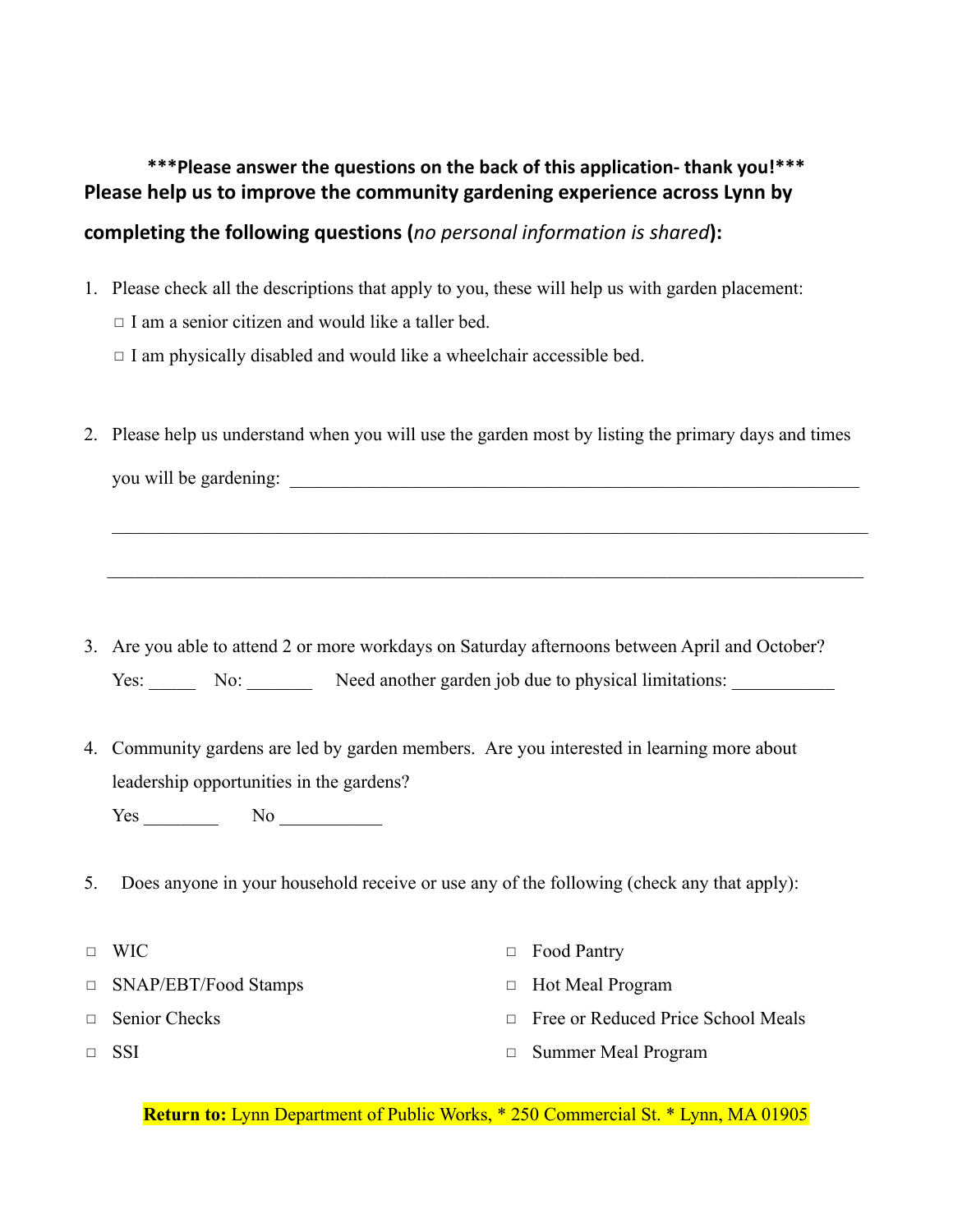**\*\*\*Please answer the questions on the back of this application- thank you!\*\*\***

**Please help us to improve the community gardening experience across Lynn by completing the following questions (*no personal information is shared*):**

1. Please check all the descriptions that apply to you, these will help us with garden placement:
   - □ I am a senior citizen and would like a taller bed.
   - □ I am physically disabled and would like a wheelchair accessible bed.

2. Please help us understand when you will use the garden most by listing the primary days and times you will be gardening: ________________________________________________________________

   ________________________________________________________________________________

   ________________________________________________________________________________

3. Are you able to attend 2 or more workdays on Saturday afternoons between April and October?

   Yes: _____ No: _______ Need another garden job due to physical limitations: ___________

4. Community gardens are led by garden members. Are you interested in learning more about leadership opportunities in the gardens?

   Yes ________ No ___________

5. Does anyone in your household receive or use any of the following (check any that apply):

- □ WIC
- □ SNAP/EBT/Food Stamps
- □ Senior Checks
- □ SSI
- □ Food Pantry
- □ Hot Meal Program
- □ Free or Reduced Price School Meals
- □ Summer Meal Program

**Return to:** Lynn Department of Public Works, * 250 Commercial St. * Lynn, MA 01905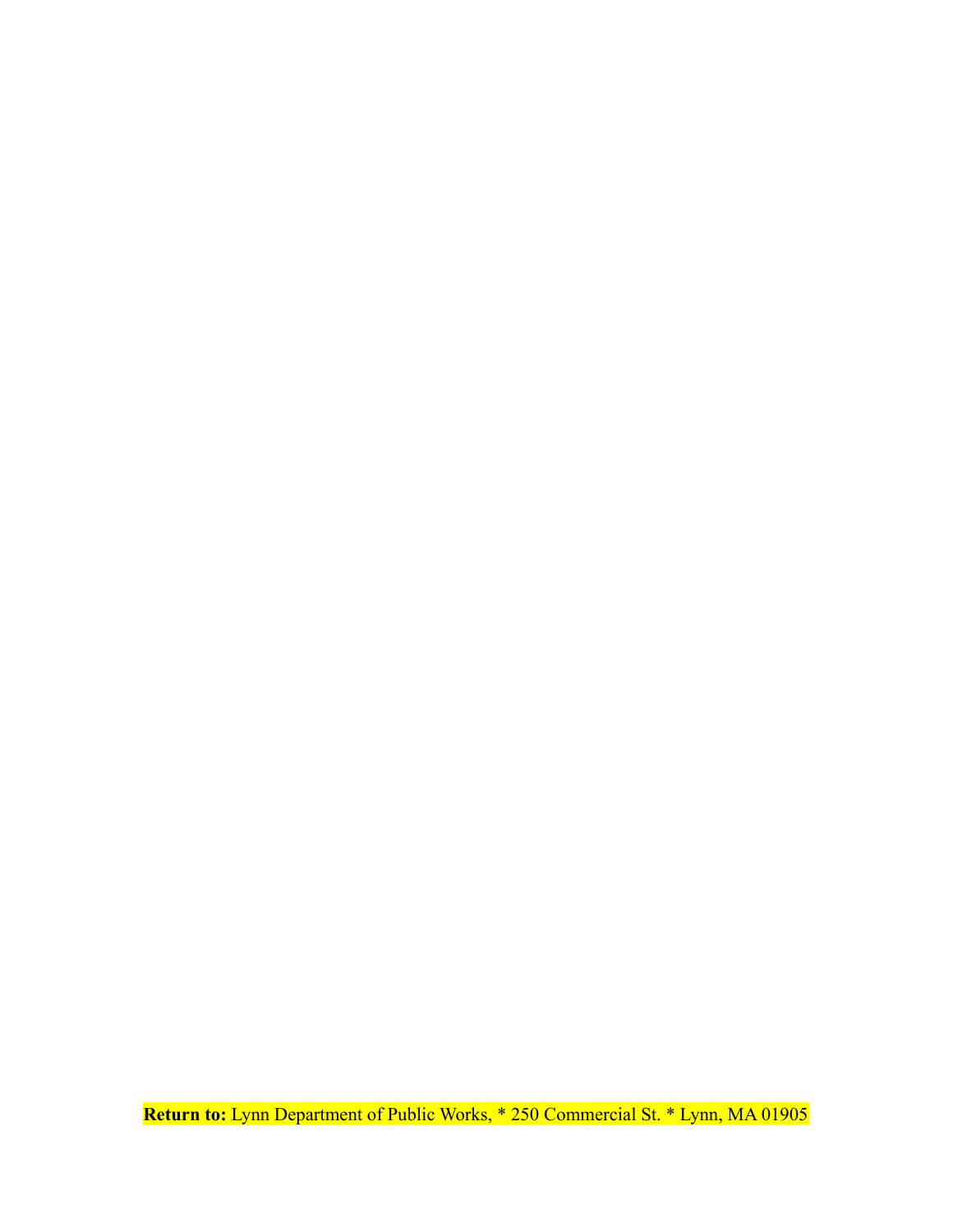**Return to:** Lynn Department of Public Works, * 250 Commercial St. * Lynn, MA 01905